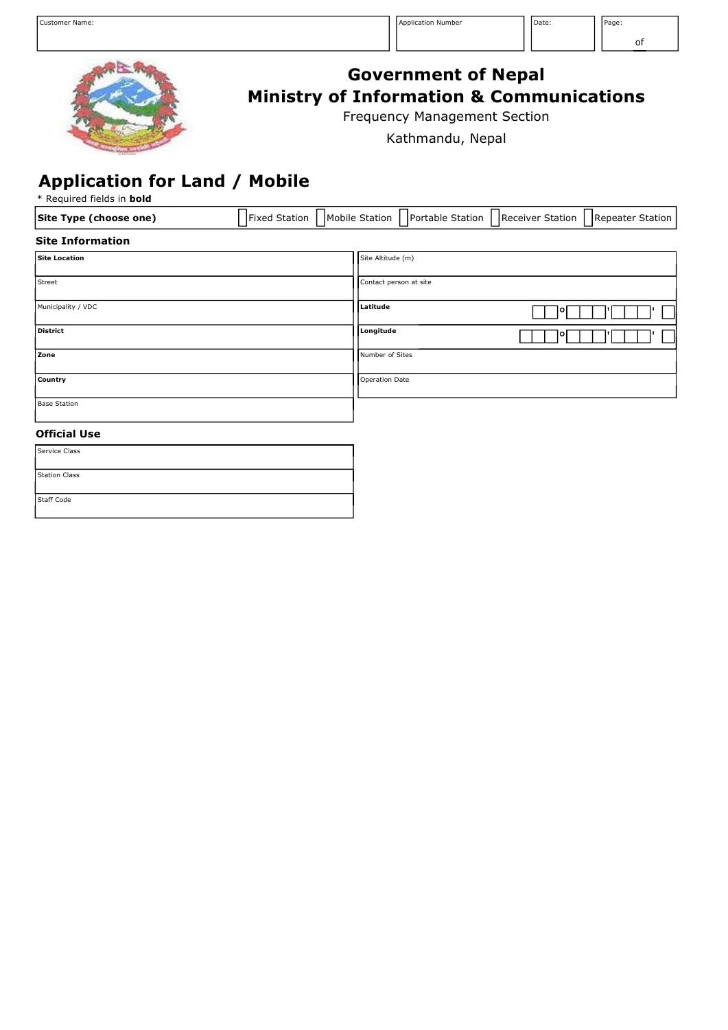| Customer Name: | Application Number | Date: | Page: of |
|---|---|---|---|
| | | | |

# Government of Nepal
## Ministry of Information & Communications

Frequency Management Section

Kathmandu, Nepal

## Application for Land / Mobile

\* Required fields in **bold**

| **Site Type (choose one)** | ☐ Fixed Station | ☐ Mobile Station | ☐ Portable Station | ☐ Receiver Station | ☐ Repeater Station |
|---|---|---|---|---|---|

### Site Information

| | |
|---|---|
| **Site Location** | Site Altitude (m) |
| Street | Contact person at site |
| Municipality / VDC | **Latitude** ° ' ' |
| **District** | **Longitude** ° ' ' |
| **Zone** | Number of Sites |
| **Country** | Operation Date |
| Base Station | |

### Official Use

| |
|---|
| Service Class |
| Station Class |
| Staff Code |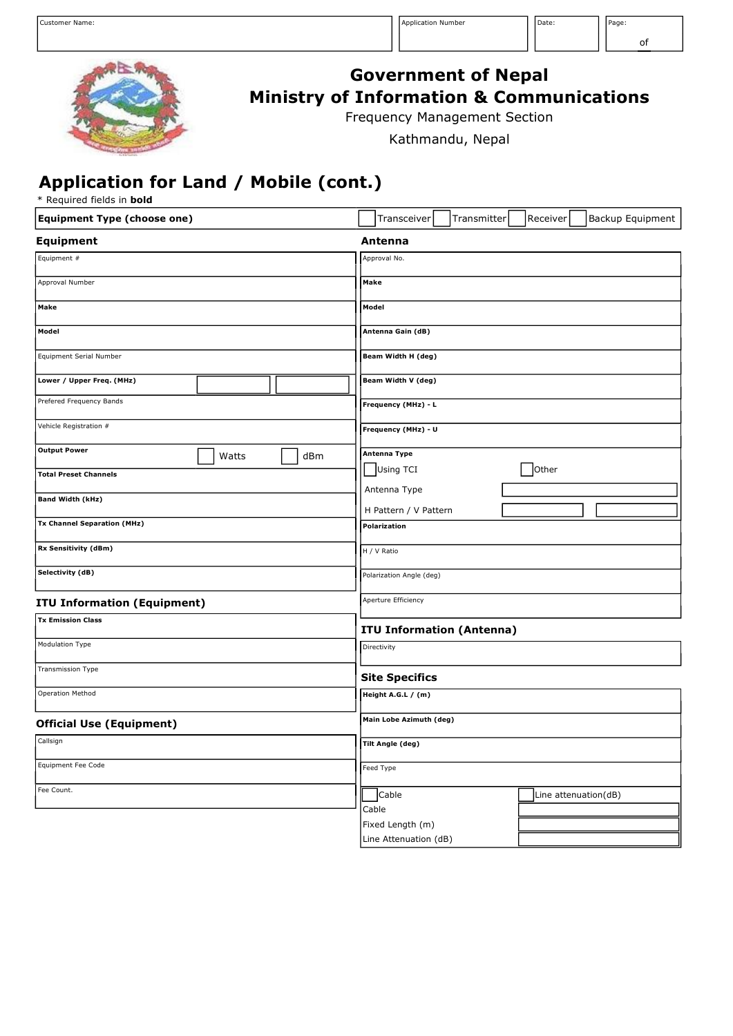| Customer Name: | Application Number | Date: | Page: of |
|---|---|---|---|
| | | | |

# Government of Nepal
## Ministry of Information & Communications
Frequency Management Section

Kathmandu, Nepal

# Application for Land / Mobile (cont.)

* Required fields in **bold**

| | |
|---|---|
| **Equipment Type (choose one)** | ☐ Transceiver ☐ Transmitter ☐ Receiver ☐ Backup Equipment |

## Equipment

| | |
|---|---|
| Equipment # | |
| Approval Number | |
| **Make** | |
| **Model** | |
| Equipment Serial Number | |
| **Lower / Upper Freq. (MHz)** | |
| Prefered Frequency Bands | |
| Vehicle Registration # | |
| **Output Power** | ☐ Watts ☐ dBm |
| **Total Preset Channels** | |
| **Band Width (kHz)** | |
| **Tx Channel Separation (MHz)** | |
| **Rx Sensitivity (dBm)** | |
| **Selectivity (dB)** | |

## ITU Information (Equipment)

| | |
|---|---|
| **Tx Emission Class** | |
| Modulation Type | |
| Transmission Type | |
| Operation Method | |

## Official Use (Equipment)

| | |
|---|---|
| Callsign | |
| Equipment Fee Code | |
| Fee Count. | |

## Antenna

| | |
|---|---|
| Approval No. | |
| **Make** | |
| **Model** | |
| **Antenna Gain (dB)** | |
| **Beam Width H (deg)** | |
| **Beam Width V (deg)** | |
| **Frequency (MHz) - L** | |
| **Frequency (MHz) - U** | |
| **Antenna Type** | ☐ Using TCI ☐ Other |
| Antenna Type | |
| H Pattern / V Pattern | |
| **Polarization** | |
| H / V Ratio | |
| Polarization Angle (deg) | |
| Aperture Efficiency | |

## ITU Information (Antenna)

| | |
|---|---|
| Directivity | |

## Site Specifics

| | |
|---|---|
| **Height A.G.L / (m)** | |
| **Main Lobe Azimuth (deg)** | |
| **Tilt Angle (deg)** | |
| Feed Type | |
| ☐ Cable | ☐ Line attenuation(dB) |
| Cable | |
| Fixed Length (m) | |
| Line Attenuation (dB) | |